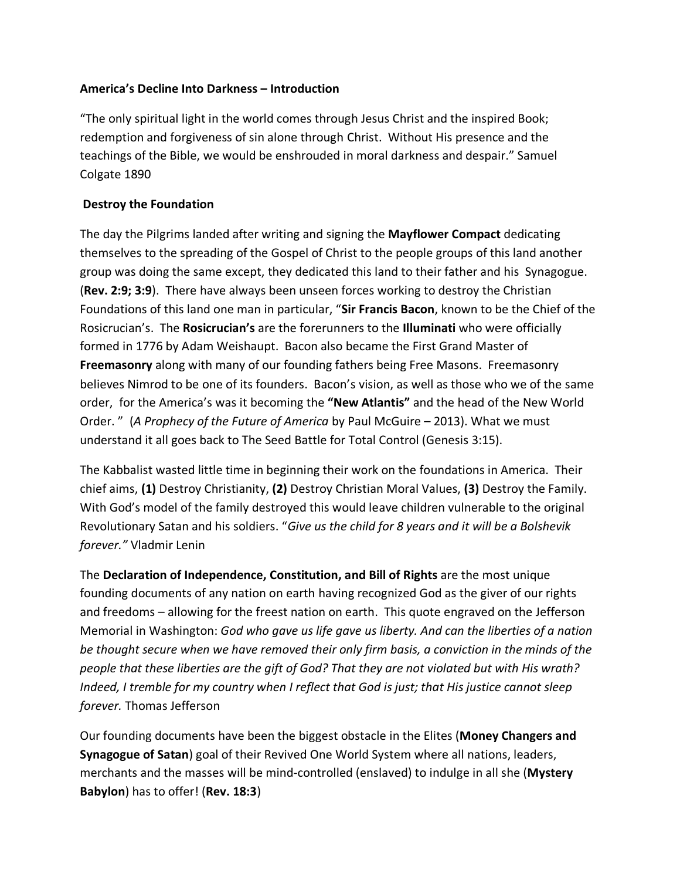**America's Decline Into Darkness – Introduction**

"The only spiritual light in the world comes through Jesus Christ and the inspired Book; redemption and forgiveness of sin alone through Christ. Without His presence and the teachings of the Bible, we would be enshrouded in moral darkness and despair." Samuel Colgate 1890

**Destroy the Foundation**

The day the Pilgrims landed after writing and signing the **Mayflower Compact** dedicating themselves to the spreading of the Gospel of Christ to the people groups of this land another group was doing the same except, they dedicated this land to their father and his Synagogue. (**Rev. 2:9; 3:9**). There have always been unseen forces working to destroy the Christian Foundations of this land one man in particular, "**Sir Francis Bacon**, known to be the Chief of the Rosicrucian's. The **Rosicrucian's** are the forerunners to the **Illuminati** who were officially formed in 1776 by Adam Weishaupt. Bacon also became the First Grand Master of **Freemasonry** along with many of our founding fathers being Free Masons. Freemasonry believes Nimrod to be one of its founders. Bacon's vision, as well as those who we of the same order, for the America's was it becoming the **"New Atlantis"** and the head of the New World Order. " (*A Prophecy of the Future of America* by Paul McGuire – 2013). What we must understand it all goes back to The Seed Battle for Total Control (Genesis 3:15).

The Kabbalist wasted little time in beginning their work on the foundations in America. Their chief aims, **(1)** Destroy Christianity, **(2)** Destroy Christian Moral Values, **(3)** Destroy the Family. With God's model of the family destroyed this would leave children vulnerable to the original Revolutionary Satan and his soldiers. "*Give us the child for 8 years and it will be a Bolshevik forever."* Vladmir Lenin

The **Declaration of Independence, Constitution, and Bill of Rights** are the most unique founding documents of any nation on earth having recognized God as the giver of our rights and freedoms – allowing for the freest nation on earth. This quote engraved on the Jefferson Memorial in Washington: *God who gave us life gave us liberty. And can the liberties of a nation be thought secure when we have removed their only firm basis, a conviction in the minds of the people that these liberties are the gift of God? That they are not violated but with His wrath? Indeed, I tremble for my country when I reflect that God is just; that His justice cannot sleep forever.* Thomas Jefferson

Our founding documents have been the biggest obstacle in the Elites (**Money Changers and Synagogue of Satan**) goal of their Revived One World System where all nations, leaders, merchants and the masses will be mind-controlled (enslaved) to indulge in all she (**Mystery Babylon**) has to offer! (**Rev. 18:3**)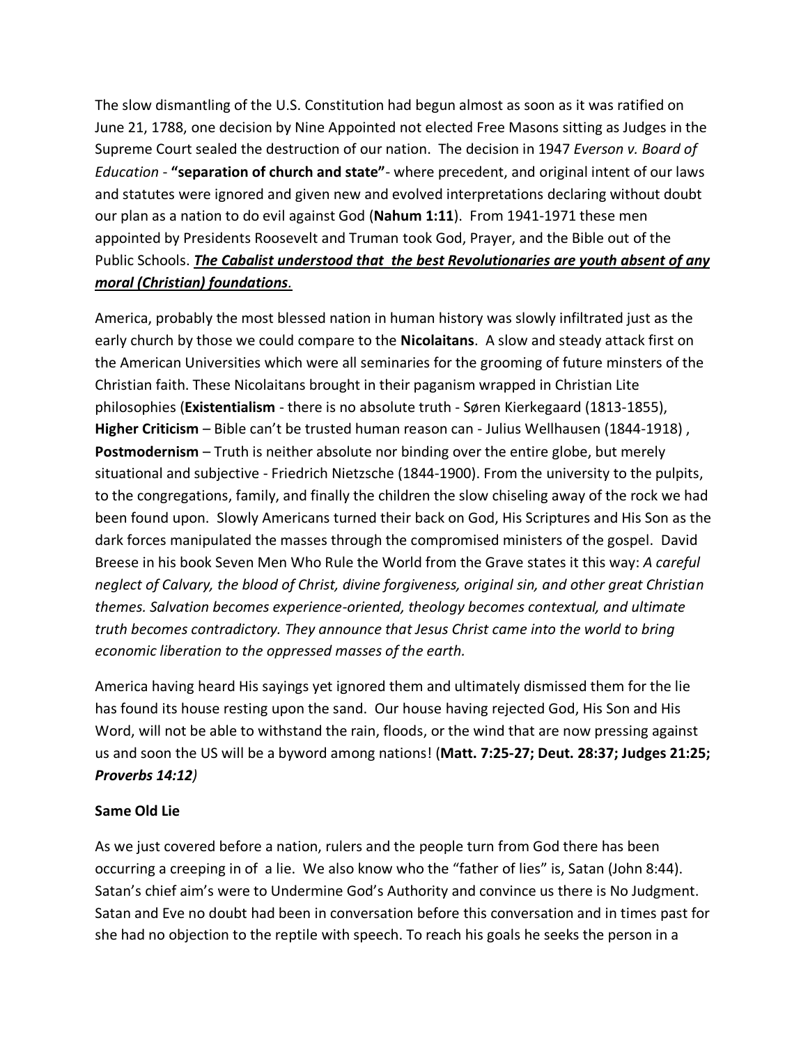The slow dismantling of the U.S. Constitution had begun almost as soon as it was ratified on June 21, 1788, one decision by Nine Appointed not elected Free Masons sitting as Judges in the Supreme Court sealed the destruction of our nation. The decision in 1947 *Everson v. Board of Education* - **"separation of church and state"**- where precedent, and original intent of our laws and statutes were ignored and given new and evolved interpretations declaring without doubt our plan as a nation to do evil against God (**Nahum 1:11**). From 1941-1971 these men appointed by Presidents Roosevelt and Truman took God, Prayer, and the Bible out of the Public Schools. ***<u>The Cabalist understood that the best Revolutionaries are youth absent of any moral (Christian) foundations</u>.***

America, probably the most blessed nation in human history was slowly infiltrated just as the early church by those we could compare to the **Nicolaitans**. A slow and steady attack first on the American Universities which were all seminaries for the grooming of future minsters of the Christian faith. These Nicolaitans brought in their paganism wrapped in Christian Lite philosophies (**Existentialism** - there is no absolute truth - Søren Kierkegaard (1813-1855), **Higher Criticism** – Bible can't be trusted human reason can - Julius Wellhausen (1844-1918) , **Postmodernism** – Truth is neither absolute nor binding over the entire globe, but merely situational and subjective - Friedrich Nietzsche (1844-1900). From the university to the pulpits, to the congregations, family, and finally the children the slow chiseling away of the rock we had been found upon. Slowly Americans turned their back on God, His Scriptures and His Son as the dark forces manipulated the masses through the compromised ministers of the gospel. David Breese in his book Seven Men Who Rule the World from the Grave states it this way: *A careful neglect of Calvary, the blood of Christ, divine forgiveness, original sin, and other great Christian themes. Salvation becomes experience-oriented, theology becomes contextual, and ultimate truth becomes contradictory. They announce that Jesus Christ came into the world to bring economic liberation to the oppressed masses of the earth.*

America having heard His sayings yet ignored them and ultimately dismissed them for the lie has found its house resting upon the sand. Our house having rejected God, His Son and His Word, will not be able to withstand the rain, floods, or the wind that are now pressing against us and soon the US will be a byword among nations! (**Matt. 7:25-27; Deut. 28:37; Judges 21:25; *Proverbs 14:12***)

**Same Old Lie**

As we just covered before a nation, rulers and the people turn from God there has been occurring a creeping in of a lie. We also know who the "father of lies" is, Satan (John 8:44). Satan's chief aim's were to Undermine God's Authority and convince us there is No Judgment. Satan and Eve no doubt had been in conversation before this conversation and in times past for she had no objection to the reptile with speech. To reach his goals he seeks the person in a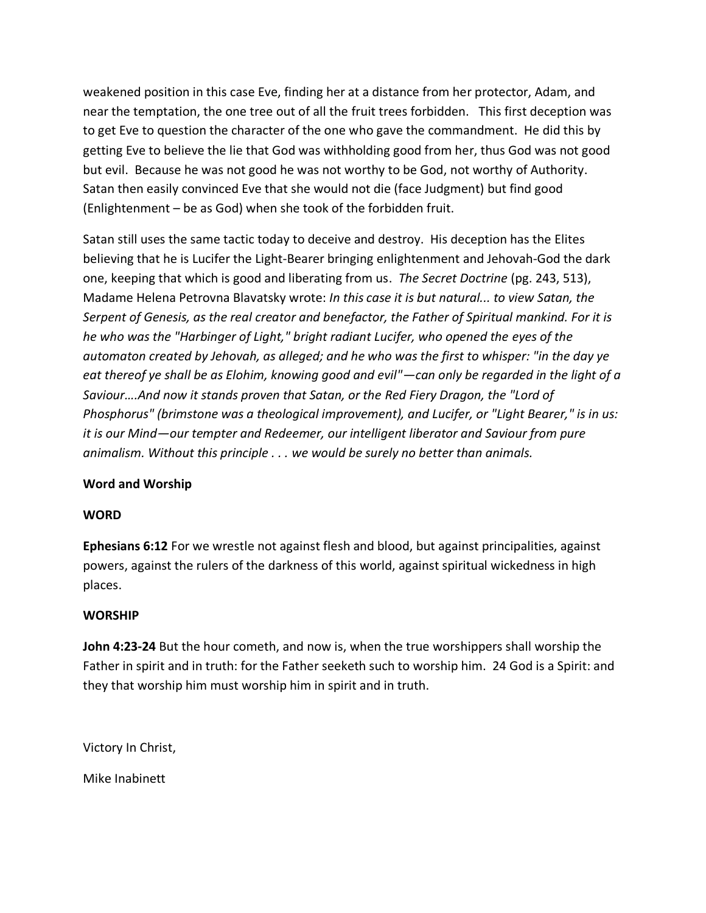weakened position in this case Eve, finding her at a distance from her protector, Adam, and near the temptation, the one tree out of all the fruit trees forbidden.   This first deception was to get Eve to question the character of the one who gave the commandment.  He did this by getting Eve to believe the lie that God was withholding good from her, thus God was not good but evil.  Because he was not good he was not worthy to be God, not worthy of Authority.  Satan then easily convinced Eve that she would not die (face Judgment) but find good (Enlightenment – be as God) when she took of the forbidden fruit.

Satan still uses the same tactic today to deceive and destroy.  His deception has the Elites believing that he is Lucifer the Light-Bearer bringing enlightenment and Jehovah-God the dark one, keeping that which is good and liberating from us.  *The Secret Doctrine* (pg. 243, 513), Madame Helena Petrovna Blavatsky wrote: *In this case it is but natural... to view Satan, the Serpent of Genesis, as the real creator and benefactor, the Father of Spiritual mankind. For it is he who was the "Harbinger of Light," bright radiant Lucifer, who opened the eyes of the automaton created by Jehovah, as alleged; and he who was the first to whisper: "in the day ye eat thereof ye shall be as Elohim, knowing good and evil"—can only be regarded in the light of a Saviour….And now it stands proven that Satan, or the Red Fiery Dragon, the "Lord of Phosphorus" (brimstone was a theological improvement), and Lucifer, or "Light Bearer," is in us: it is our Mind—our tempter and Redeemer, our intelligent liberator and Saviour from pure animalism. Without this principle . . . we would be surely no better than animals.*

**Word and Worship**

**WORD**

**Ephesians 6:12** For we wrestle not against flesh and blood, but against principalities, against powers, against the rulers of the darkness of this world, against spiritual wickedness in high places.

**WORSHIP**

**John 4:23-24** But the hour cometh, and now is, when the true worshippers shall worship the Father in spirit and in truth: for the Father seeketh such to worship him.  24 God is a Spirit: and they that worship him must worship him in spirit and in truth.

Victory In Christ,

Mike Inabinett